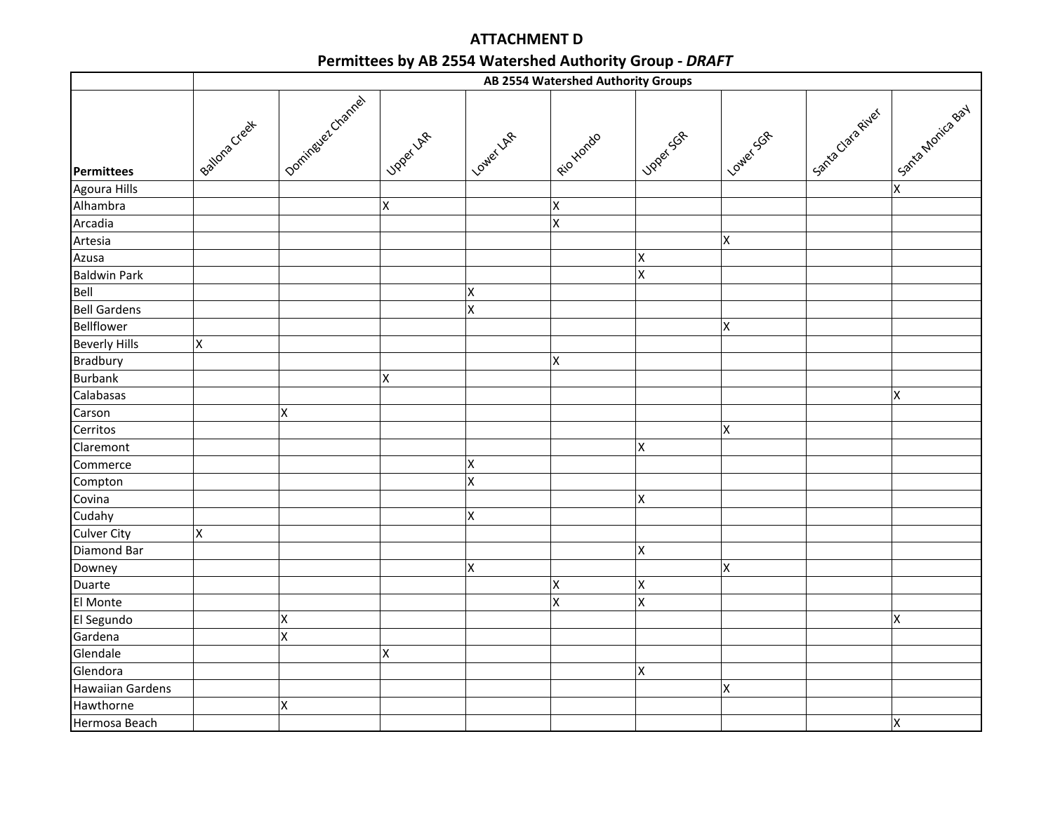# ATTACHMENT D

## Permittees by AB 2554 Watershed Authority Group - *DRAFT*

| | AB 2554 Watershed Authority Groups | | | | | | | | |
|---|---|---|---|---|---|---|---|---|---|
| **Permittees** | Ballona Creek | Dominguez Channel | Upper LAR | Lower LAR | Rio Hondo | Upper SGR | Lower SGR | Santa Clara River | Santa Monica Bay |
| Agoura Hills | | | | | | | | | X |
| Alhambra | | | X | | X | | | | |
| Arcadia | | | | | X | | | | |
| Artesia | | | | | | | X | | |
| Azusa | | | | | | X | | | |
| Baldwin Park | | | | | | X | | | |
| Bell | | | | X | | | | | |
| Bell Gardens | | | | X | | | | | |
| Bellflower | | | | | | | X | | |
| Beverly Hills | X | | | | | | | | |
| Bradbury | | | | | X | | | | |
| Burbank | | | X | | | | | | |
| Calabasas | | | | | | | | | X |
| Carson | | X | | | | | | | |
| Cerritos | | | | | | | X | | |
| Claremont | | | | | | X | | | |
| Commerce | | | | X | | | | | |
| Compton | | | | X | | | | | |
| Covina | | | | | | X | | | |
| Cudahy | | | | X | | | | | |
| Culver City | X | | | | | | | | |
| Diamond Bar | | | | | | X | | | |
| Downey | | | | X | | | X | | |
| Duarte | | | | | X | X | | | |
| El Monte | | | | | X | X | | | |
| El Segundo | | X | | | | | | | X |
| Gardena | | X | | | | | | | |
| Glendale | | | X | | | | | | |
| Glendora | | | | | | X | | | |
| Hawaiian Gardens | | | | | | | X | | |
| Hawthorne | | X | | | | | | | |
| Hermosa Beach | | | | | | | | | X |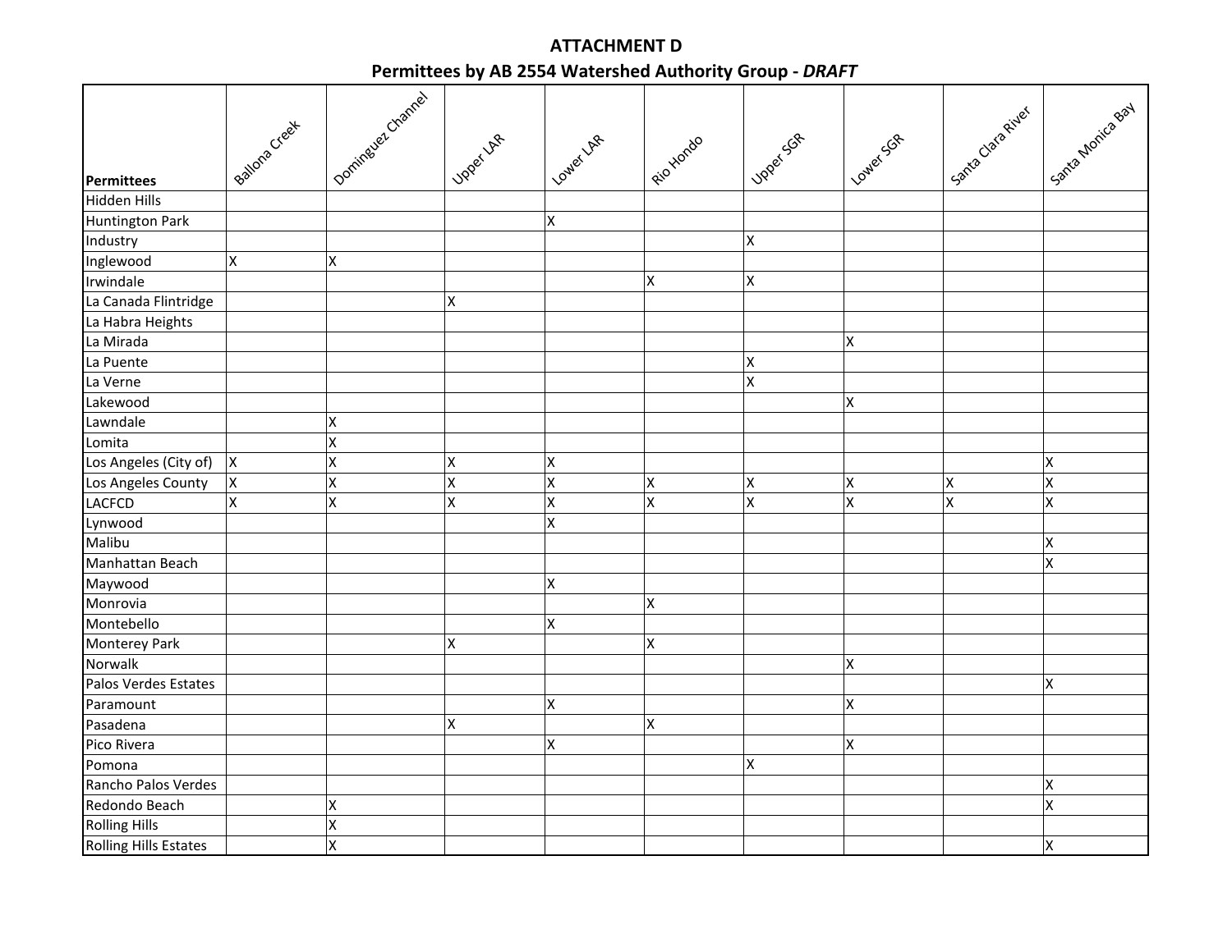## ATTACHMENT D

## Permittees by AB 2554 Watershed Authority Group - *DRAFT*

| Permittees | Ballona Creek | Dominguez Channel | Upper LAR | Lower LAR | Rio Hondo | Upper SGR | Lower SGR | Santa Clara River | Santa Monica Bay |
|---|---|---|---|---|---|---|---|---|---|
| Hidden Hills | | | | | | | | | |
| Huntington Park | | | | X | | | | | |
| Industry | | | | | | X | | | |
| Inglewood | X | X | | | | | | | |
| Irwindale | | | | | X | X | | | |
| La Canada Flintridge | | | X | | | | | | |
| La Habra Heights | | | | | | | | | |
| La Mirada | | | | | | | X | | |
| La Puente | | | | | | X | | | |
| La Verne | | | | | | X | | | |
| Lakewood | | | | | | | X | | |
| Lawndale | | X | | | | | | | |
| Lomita | | X | | | | | | | |
| Los Angeles (City of) | X | X | X | X | | | | | X |
| Los Angeles County | X | X | X | X | X | X | X | X | X |
| LACFCD | X | X | X | X | X | X | X | X | X |
| Lynwood | | | | X | | | | | |
| Malibu | | | | | | | | | X |
| Manhattan Beach | | | | | | | | | X |
| Maywood | | | | X | | | | | |
| Monrovia | | | | | X | | | | |
| Montebello | | | | X | | | | | |
| Monterey Park | | | X | | X | | | | |
| Norwalk | | | | | | | X | | |
| Palos Verdes Estates | | | | | | | | | X |
| Paramount | | | | X | | | X | | |
| Pasadena | | | X | | X | | | | |
| Pico Rivera | | | | X | | | X | | |
| Pomona | | | | | | X | | | |
| Rancho Palos Verdes | | | | | | | | | X |
| Redondo Beach | | X | | | | | | | X |
| Rolling Hills | | X | | | | | | | |
| Rolling Hills Estates | | X | | | | | | | X |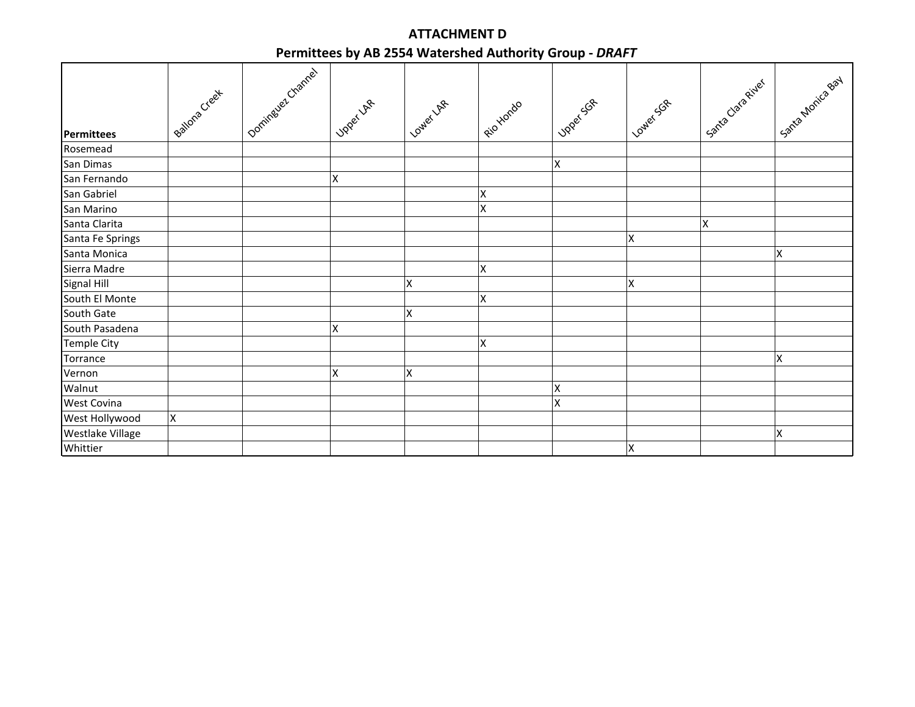**ATTACHMENT D**

**Permittees by AB 2554 Watershed Authority Group - *DRAFT***

| Permittees | Ballona Creek | Dominguez Channel | Upper LAR | Lower LAR | Rio Hondo | Upper SGR | Lower SGR | Santa Clara River | Santa Monica Bay |
|---|---|---|---|---|---|---|---|---|---|
| Rosemead | | | | | | | | | |
| San Dimas | | | | | | X | | | |
| San Fernando | | | X | | | | | | |
| San Gabriel | | | | | X | | | | |
| San Marino | | | | | X | | | | |
| Santa Clarita | | | | | | | | X | |
| Santa Fe Springs | | | | | | | X | | |
| Santa Monica | | | | | | | | | X |
| Sierra Madre | | | | | X | | | | |
| Signal Hill | | | | X | | | X | | |
| South El Monte | | | | | X | | | | |
| South Gate | | | | X | | | | | |
| South Pasadena | | | X | | | | | | |
| Temple City | | | | | X | | | | |
| Torrance | | | | | | | | | X |
| Vernon | | | X | X | | | | | |
| Walnut | | | | | | X | | | |
| West Covina | | | | | | X | | | |
| West Hollywood | X | | | | | | | | |
| Westlake Village | | | | | | | | | X |
| Whittier | | | | | | | X | | |